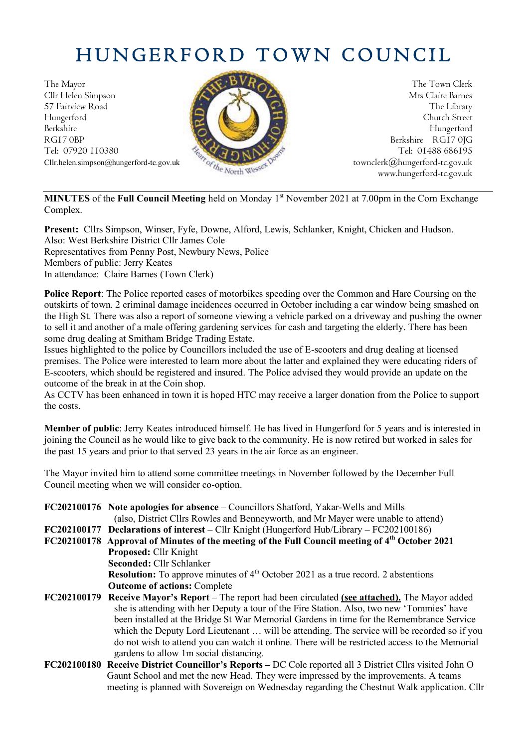# HUNGERFORD TOWN COUNCIL

The Mayor
Cllr Helen Simpson
57 Fairview Road
Hungerford
Berkshire
RG17 0BP
Tel: 07920 110380
Cllr.helen.simpson@hungerford-tc.gov.uk

The Town Clerk
Mrs Claire Barnes
The Library
Church Street
Hungerford
Berkshire RG17 0JG
Tel: 01488 686195
townclerk@hungerford-tc.gov.uk
www.hungerford-tc.gov.uk

---

**MINUTES** of the **Full Council Meeting** held on Monday 1st November 2021 at 7.00pm in the Corn Exchange Complex.

**Present:** Cllrs Simpson, Winser, Fyfe, Downe, Alford, Lewis, Schlanker, Knight, Chicken and Hudson.
Also: West Berkshire District Cllr James Cole
Representatives from Penny Post, Newbury News, Police
Members of public: Jerry Keates
In attendance: Claire Barnes (Town Clerk)

**Police Report**: The Police reported cases of motorbikes speeding over the Common and Hare Coursing on the outskirts of town. 2 criminal damage incidences occurred in October including a car window being smashed on the High St. There was also a report of someone viewing a vehicle parked on a driveway and pushing the owner to sell it and another of a male offering gardening services for cash and targeting the elderly. There has been some drug dealing at Smitham Bridge Trading Estate.
Issues highlighted to the police by Councillors included the use of E-scooters and drug dealing at licensed premises. The Police were interested to learn more about the latter and explained they were educating riders of E-scooters, which should be registered and insured. The Police advised they would provide an update on the outcome of the break in at the Coin shop.
As CCTV has been enhanced in town it is hoped HTC may receive a larger donation from the Police to support the costs.

**Member of public**: Jerry Keates introduced himself. He has lived in Hungerford for 5 years and is interested in joining the Council as he would like to give back to the community. He is now retired but worked in sales for the past 15 years and prior to that served 23 years in the air force as an engineer.

The Mayor invited him to attend some committee meetings in November followed by the December Full Council meeting when we will consider co-option.

**FC202100176 Note apologies for absence** – Councillors Shatford, Yakar-Wells and Mills (also, District Cllrs Rowles and Benneyworth, and Mr Mayer were unable to attend)

**FC202100177 Declarations of interest** – Cllr Knight (Hungerford Hub/Library – FC202100186)

**FC202100178 Approval of Minutes of the meeting of the Full Council meeting of 4th October 2021**
**Proposed:** Cllr Knight
**Seconded:** Cllr Schlanker
**Resolution:** To approve minutes of 4th October 2021 as a true record. 2 abstentions
**Outcome of actions:** Complete

**FC202100179 Receive Mayor's Report** – The report had been circulated **(see attached).** The Mayor added she is attending with her Deputy a tour of the Fire Station. Also, two new 'Tommies' have been installed at the Bridge St War Memorial Gardens in time for the Remembrance Service which the Deputy Lord Lieutenant … will be attending. The service will be recorded so if you do not wish to attend you can watch it online. There will be restricted access to the Memorial gardens to allow 1m social distancing.

**FC202100180 Receive District Councillor's Reports –** DC Cole reported all 3 District Cllrs visited John O Gaunt School and met the new Head. They were impressed by the improvements. A teams meeting is planned with Sovereign on Wednesday regarding the Chestnut Walk application. Cllr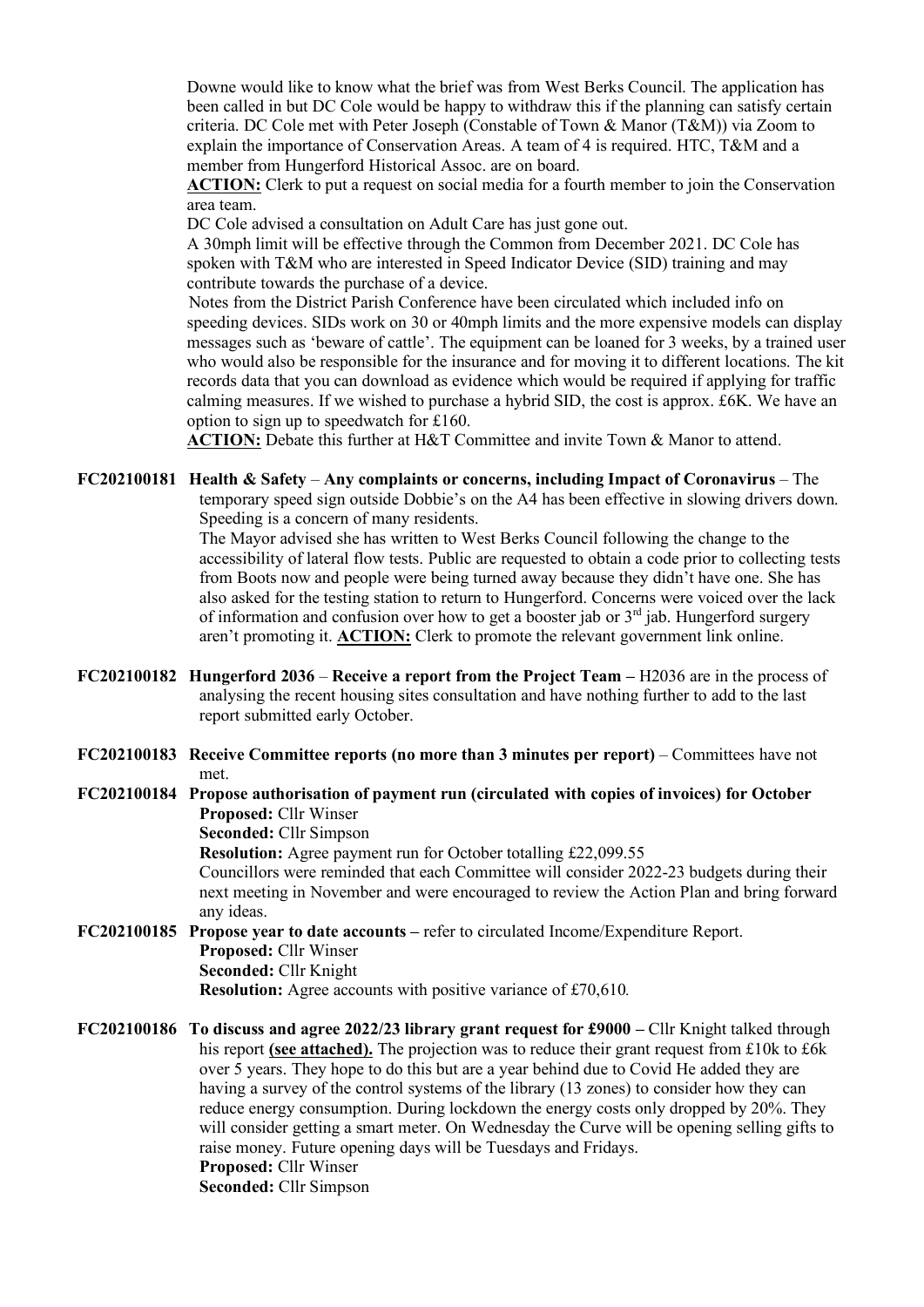Downe would like to know what the brief was from West Berks Council. The application has been called in but DC Cole would be happy to withdraw this if the planning can satisfy certain criteria. DC Cole met with Peter Joseph (Constable of Town & Manor (T&M)) via Zoom to explain the importance of Conservation Areas. A team of 4 is required. HTC, T&M and a member from Hungerford Historical Assoc. are on board.

**ACTION:** Clerk to put a request on social media for a fourth member to join the Conservation area team.

DC Cole advised a consultation on Adult Care has just gone out.

A 30mph limit will be effective through the Common from December 2021. DC Cole has spoken with T&M who are interested in Speed Indicator Device (SID) training and may contribute towards the purchase of a device.

Notes from the District Parish Conference have been circulated which included info on speeding devices. SIDs work on 30 or 40mph limits and the more expensive models can display messages such as 'beware of cattle'. The equipment can be loaned for 3 weeks, by a trained user who would also be responsible for the insurance and for moving it to different locations. The kit records data that you can download as evidence which would be required if applying for traffic calming measures. If we wished to purchase a hybrid SID, the cost is approx. £6K. We have an option to sign up to speedwatch for £160.

**ACTION:** Debate this further at H&T Committee and invite Town & Manor to attend.

**FC202100181 Health & Safety** – **Any complaints or concerns, including Impact of Coronavirus** – The temporary speed sign outside Dobbie's on the A4 has been effective in slowing drivers down. Speeding is a concern of many residents.

The Mayor advised she has written to West Berks Council following the change to the accessibility of lateral flow tests. Public are requested to obtain a code prior to collecting tests from Boots now and people were being turned away because they didn't have one. She has also asked for the testing station to return to Hungerford. Concerns were voiced over the lack of information and confusion over how to get a booster jab or 3rd jab. Hungerford surgery aren't promoting it. **ACTION:** Clerk to promote the relevant government link online.

**FC202100182 Hungerford 2036** – **Receive a report from the Project Team –** H2036 are in the process of analysing the recent housing sites consultation and have nothing further to add to the last report submitted early October.

**FC202100183 Receive Committee reports (no more than 3 minutes per report)** – Committees have not met.

**FC202100184 Propose authorisation of payment run (circulated with copies of invoices) for October**

**Proposed:** Cllr Winser
**Seconded:** Cllr Simpson
**Resolution:** Agree payment run for October totalling £22,099.55

Councillors were reminded that each Committee will consider 2022-23 budgets during their next meeting in November and were encouraged to review the Action Plan and bring forward any ideas.

**FC202100185 Propose year to date accounts –** refer to circulated Income/Expenditure Report.

**Proposed:** Cllr Winser
**Seconded:** Cllr Knight
**Resolution:** Agree accounts with positive variance of £70,610.

**FC202100186 To discuss and agree 2022/23 library grant request for £9000 –** Cllr Knight talked through his report **(see attached).** The projection was to reduce their grant request from £10k to £6k over 5 years. They hope to do this but are a year behind due to Covid He added they are having a survey of the control systems of the library (13 zones) to consider how they can reduce energy consumption. During lockdown the energy costs only dropped by 20%. They will consider getting a smart meter. On Wednesday the Curve will be opening selling gifts to raise money. Future opening days will be Tuesdays and Fridays.

**Proposed:** Cllr Winser
**Seconded:** Cllr Simpson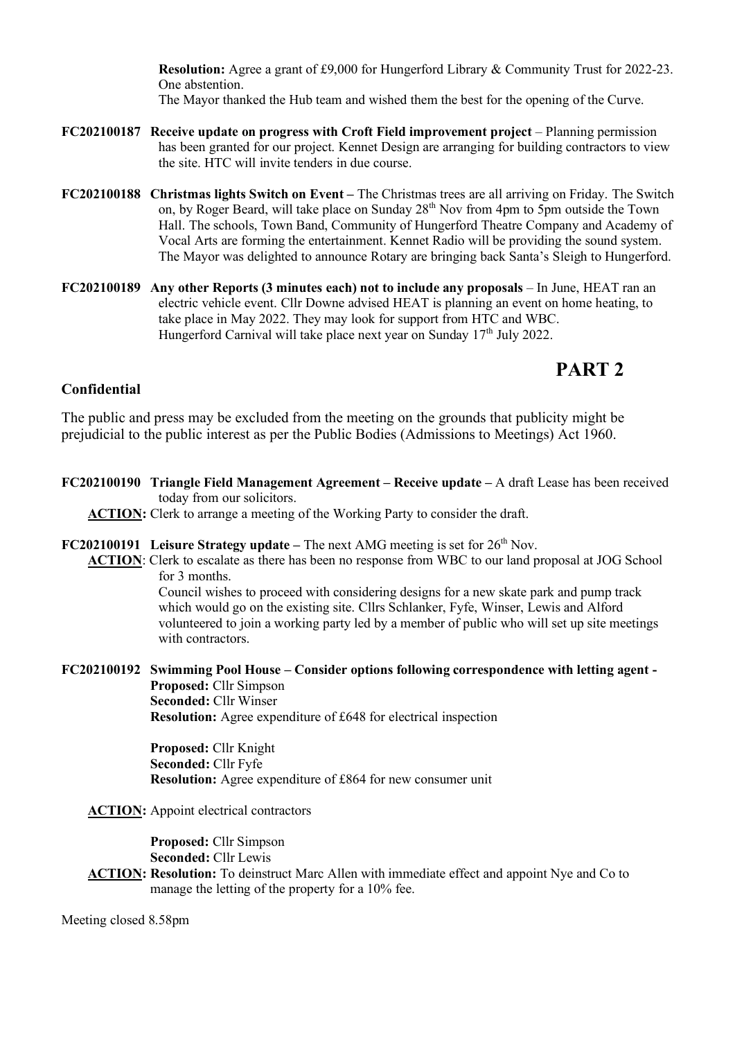**Resolution:** Agree a grant of £9,000 for Hungerford Library & Community Trust for 2022-23. One abstention.
The Mayor thanked the Hub team and wished them the best for the opening of the Curve.

**FC202100187 Receive update on progress with Croft Field improvement project** – Planning permission has been granted for our project. Kennet Design are arranging for building contractors to view the site. HTC will invite tenders in due course.

**FC202100188 Christmas lights Switch on Event –** The Christmas trees are all arriving on Friday. The Switch on, by Roger Beard, will take place on Sunday 28th Nov from 4pm to 5pm outside the Town Hall. The schools, Town Band, Community of Hungerford Theatre Company and Academy of Vocal Arts are forming the entertainment. Kennet Radio will be providing the sound system. The Mayor was delighted to announce Rotary are bringing back Santa's Sleigh to Hungerford.

**FC202100189 Any other Reports (3 minutes each) not to include any proposals** – In June, HEAT ran an electric vehicle event. Cllr Downe advised HEAT is planning an event on home heating, to take place in May 2022. They may look for support from HTC and WBC.
Hungerford Carnival will take place next year on Sunday 17th July 2022.

# PART 2

**Confidential**

The public and press may be excluded from the meeting on the grounds that publicity might be prejudicial to the public interest as per the Public Bodies (Admissions to Meetings) Act 1960.

**FC202100190 Triangle Field Management Agreement – Receive update –** A draft Lease has been received today from our solicitors.

**ACTION:** Clerk to arrange a meeting of the Working Party to consider the draft.

**FC202100191 Leisure Strategy update –** The next AMG meeting is set for 26th Nov.

**ACTION**: Clerk to escalate as there has been no response from WBC to our land proposal at JOG School for 3 months.
Council wishes to proceed with considering designs for a new skate park and pump track which would go on the existing site. Cllrs Schlanker, Fyfe, Winser, Lewis and Alford volunteered to join a working party led by a member of public who will set up site meetings with contractors.

**FC202100192 Swimming Pool House – Consider options following correspondence with letting agent -**

**Proposed:** Cllr Simpson
**Seconded:** Cllr Winser
**Resolution:** Agree expenditure of £648 for electrical inspection

**Proposed:** Cllr Knight
**Seconded:** Cllr Fyfe
**Resolution:** Agree expenditure of £864 for new consumer unit

**ACTION:** Appoint electrical contractors

**Proposed:** Cllr Simpson
**Seconded:** Cllr Lewis

**ACTION: Resolution:** To deinstruct Marc Allen with immediate effect and appoint Nye and Co to manage the letting of the property for a 10% fee.

Meeting closed 8.58pm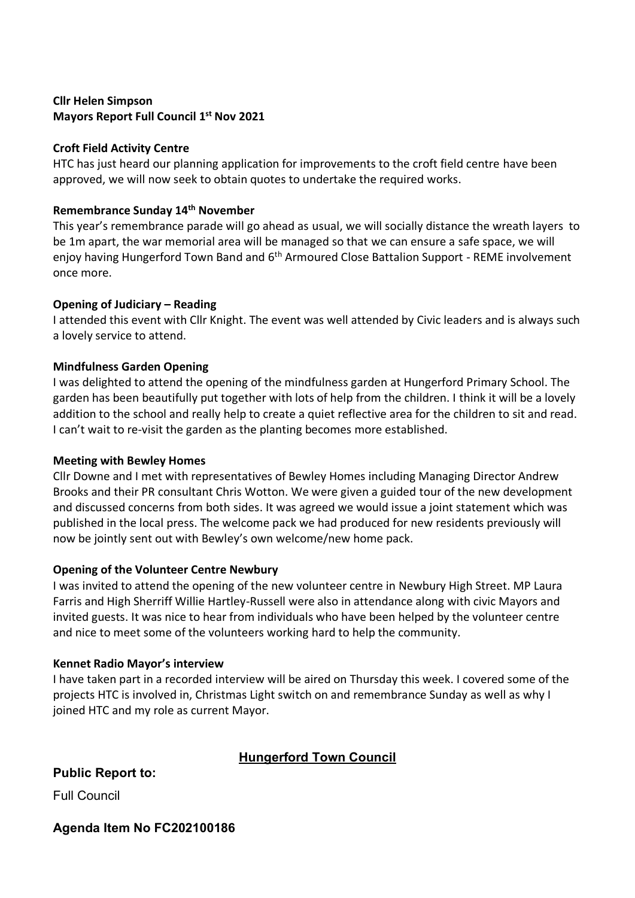**Cllr Helen Simpson**
**Mayors Report Full Council 1st Nov 2021**

**Croft Field Activity Centre**
HTC has just heard our planning application for improvements to the croft field centre have been approved, we will now seek to obtain quotes to undertake the required works.

**Remembrance Sunday 14th November**
This year's remembrance parade will go ahead as usual, we will socially distance the wreath layers to be 1m apart, the war memorial area will be managed so that we can ensure a safe space, we will enjoy having Hungerford Town Band and 6th Armoured Close Battalion Support - REME involvement once more.

**Opening of Judiciary – Reading**
I attended this event with Cllr Knight. The event was well attended by Civic leaders and is always such a lovely service to attend.

**Mindfulness Garden Opening**
I was delighted to attend the opening of the mindfulness garden at Hungerford Primary School. The garden has been beautifully put together with lots of help from the children. I think it will be a lovely addition to the school and really help to create a quiet reflective area for the children to sit and read. I can't wait to re-visit the garden as the planting becomes more established.

**Meeting with Bewley Homes**
Cllr Downe and I met with representatives of Bewley Homes including Managing Director Andrew Brooks and their PR consultant Chris Wotton. We were given a guided tour of the new development and discussed concerns from both sides. It was agreed we would issue a joint statement which was published in the local press. The welcome pack we had produced for new residents previously will now be jointly sent out with Bewley's own welcome/new home pack.

**Opening of the Volunteer Centre Newbury**
I was invited to attend the opening of the new volunteer centre in Newbury High Street. MP Laura Farris and High Sherriff Willie Hartley-Russell were also in attendance along with civic Mayors and invited guests. It was nice to hear from individuals who have been helped by the volunteer centre and nice to meet some of the volunteers working hard to help the community.

**Kennet Radio Mayor's interview**
I have taken part in a recorded interview will be aired on Thursday this week. I covered some of the projects HTC is involved in, Christmas Light switch on and remembrance Sunday as well as why I joined HTC and my role as current Mayor.

**Hungerford Town Council**

**Public Report to:**

Full Council

**Agenda Item No FC202100186**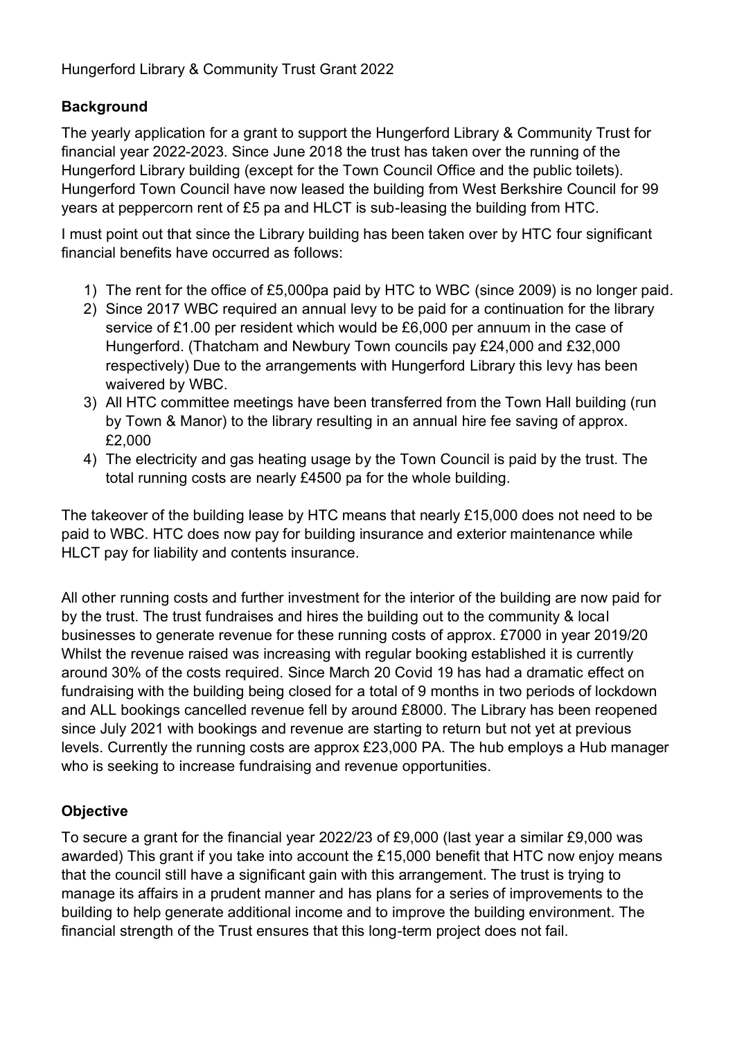Hungerford Library & Community Trust Grant 2022

**Background**

The yearly application for a grant to support the Hungerford Library & Community Trust for financial year 2022-2023. Since June 2018 the trust has taken over the running of the Hungerford Library building (except for the Town Council Office and the public toilets). Hungerford Town Council have now leased the building from West Berkshire Council for 99 years at peppercorn rent of £5 pa and HLCT is sub-leasing the building from HTC.

I must point out that since the Library building has been taken over by HTC four significant financial benefits have occurred as follows:

1) The rent for the office of £5,000pa paid by HTC to WBC (since 2009) is no longer paid.
2) Since 2017 WBC required an annual levy to be paid for a continuation for the library service of £1.00 per resident which would be £6,000 per annuum in the case of Hungerford. (Thatcham and Newbury Town councils pay £24,000 and £32,000 respectively) Due to the arrangements with Hungerford Library this levy has been waivered by WBC.
3) All HTC committee meetings have been transferred from the Town Hall building (run by Town & Manor) to the library resulting in an annual hire fee saving of approx. £2,000
4) The electricity and gas heating usage by the Town Council is paid by the trust. The total running costs are nearly £4500 pa for the whole building.

The takeover of the building lease by HTC means that nearly £15,000 does not need to be paid to WBC. HTC does now pay for building insurance and exterior maintenance while HLCT pay for liability and contents insurance.

All other running costs and further investment for the interior of the building are now paid for by the trust. The trust fundraises and hires the building out to the community & local businesses to generate revenue for these running costs of approx. £7000 in year 2019/20 Whilst the revenue raised was increasing with regular booking established it is currently around 30% of the costs required. Since March 20 Covid 19 has had a dramatic effect on fundraising with the building being closed for a total of 9 months in two periods of lockdown and ALL bookings cancelled revenue fell by around £8000. The Library has been reopened since July 2021 with bookings and revenue are starting to return but not yet at previous levels. Currently the running costs are approx £23,000 PA. The hub employs a Hub manager who is seeking to increase fundraising and revenue opportunities.

**Objective**

To secure a grant for the financial year 2022/23 of £9,000 (last year a similar £9,000 was awarded) This grant if you take into account the £15,000 benefit that HTC now enjoy means that the council still have a significant gain with this arrangement. The trust is trying to manage its affairs in a prudent manner and has plans for a series of improvements to the building to help generate additional income and to improve the building environment. The financial strength of the Trust ensures that this long-term project does not fail.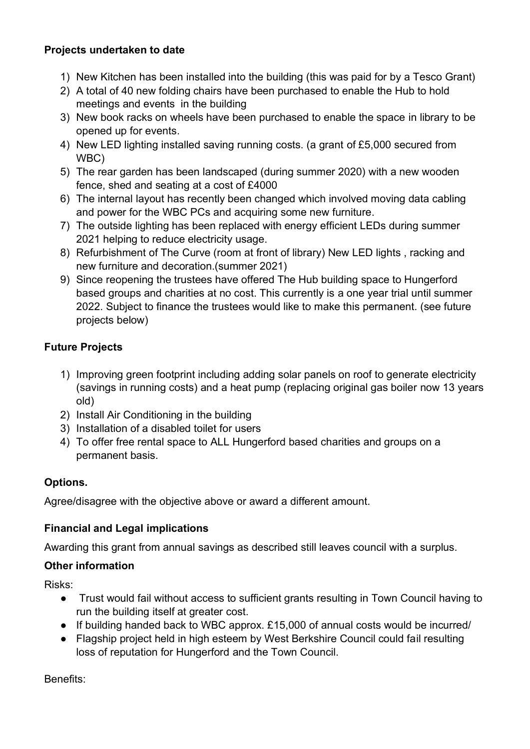**Projects undertaken to date**

1) New Kitchen has been installed into the building (this was paid for by a Tesco Grant)
2) A total of 40 new folding chairs have been purchased to enable the Hub to hold meetings and events in the building
3) New book racks on wheels have been purchased to enable the space in library to be opened up for events.
4) New LED lighting installed saving running costs. (a grant of £5,000 secured from WBC)
5) The rear garden has been landscaped (during summer 2020) with a new wooden fence, shed and seating at a cost of £4000
6) The internal layout has recently been changed which involved moving data cabling and power for the WBC PCs and acquiring some new furniture.
7) The outside lighting has been replaced with energy efficient LEDs during summer 2021 helping to reduce electricity usage.
8) Refurbishment of The Curve (room at front of library) New LED lights , racking and new furniture and decoration.(summer 2021)
9) Since reopening the trustees have offered The Hub building space to Hungerford based groups and charities at no cost. This currently is a one year trial until summer 2022. Subject to finance the trustees would like to make this permanent. (see future projects below)

**Future Projects**

1) Improving green footprint including adding solar panels on roof to generate electricity (savings in running costs) and a heat pump (replacing original gas boiler now 13 years old)
2) Install Air Conditioning in the building
3) Installation of a disabled toilet for users
4) To offer free rental space to ALL Hungerford based charities and groups on a permanent basis.

**Options.**

Agree/disagree with the objective above or award a different amount.

**Financial and Legal implications**

Awarding this grant from annual savings as described still leaves council with a surplus.

**Other information**

Risks:

- Trust would fail without access to sufficient grants resulting in Town Council having to run the building itself at greater cost.
- If building handed back to WBC approx. £15,000 of annual costs would be incurred/
- Flagship project held in high esteem by West Berkshire Council could fail resulting loss of reputation for Hungerford and the Town Council.

Benefits: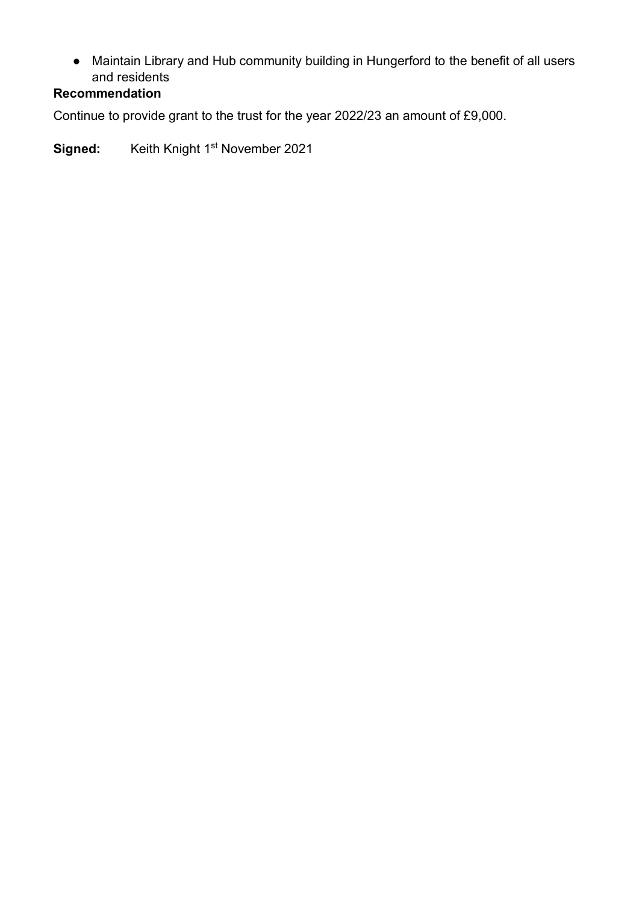- Maintain Library and Hub community building in Hungerford to the benefit of all users and residents

**Recommendation**

Continue to provide grant to the trust for the year 2022/23 an amount of £9,000.

**Signed:** Keith Knight 1st November 2021